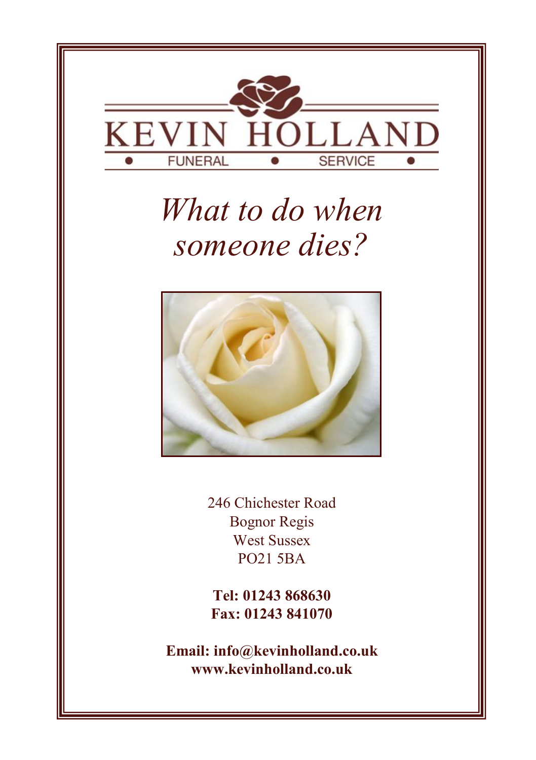KEVIN HOLLAND

FUNERAL • SERVICE

# *What to do when someone dies?*

246 Chichester Road
Bognor Regis
West Sussex
PO21 5BA

**Tel: 01243 868630**
**Fax: 01243 841070**

**Email: info@kevinholland.co.uk**
**www.kevinholland.co.uk**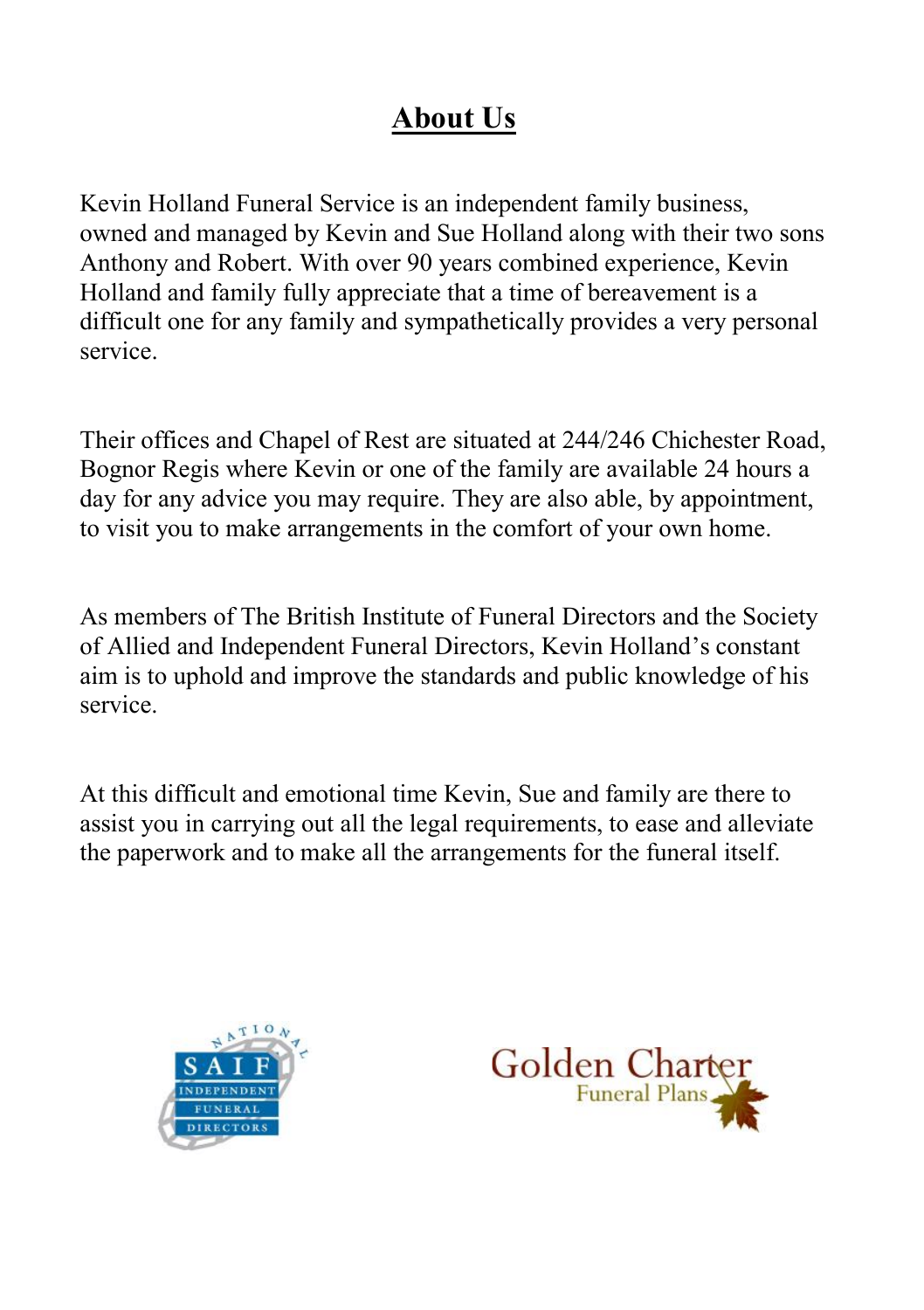# About Us

Kevin Holland Funeral Service is an independent family business, owned and managed by Kevin and Sue Holland along with their two sons Anthony and Robert. With over 90 years combined experience, Kevin Holland and family fully appreciate that a time of bereavement is a difficult one for any family and sympathetically provides a very personal service.

Their offices and Chapel of Rest are situated at 244/246 Chichester Road, Bognor Regis where Kevin or one of the family are available 24 hours a day for any advice you may require. They are also able, by appointment, to visit you to make arrangements in the comfort of your own home.

As members of The British Institute of Funeral Directors and the Society of Allied and Independent Funeral Directors, Kevin Holland's constant aim is to uphold and improve the standards and public knowledge of his service.

At this difficult and emotional time Kevin, Sue and family are there to assist you in carrying out all the legal requirements, to ease and alleviate the paperwork and to make all the arrangements for the funeral itself.

NATIONAL SAIF INDEPENDENT FUNERAL DIRECTORS

Golden Charter Funeral Plans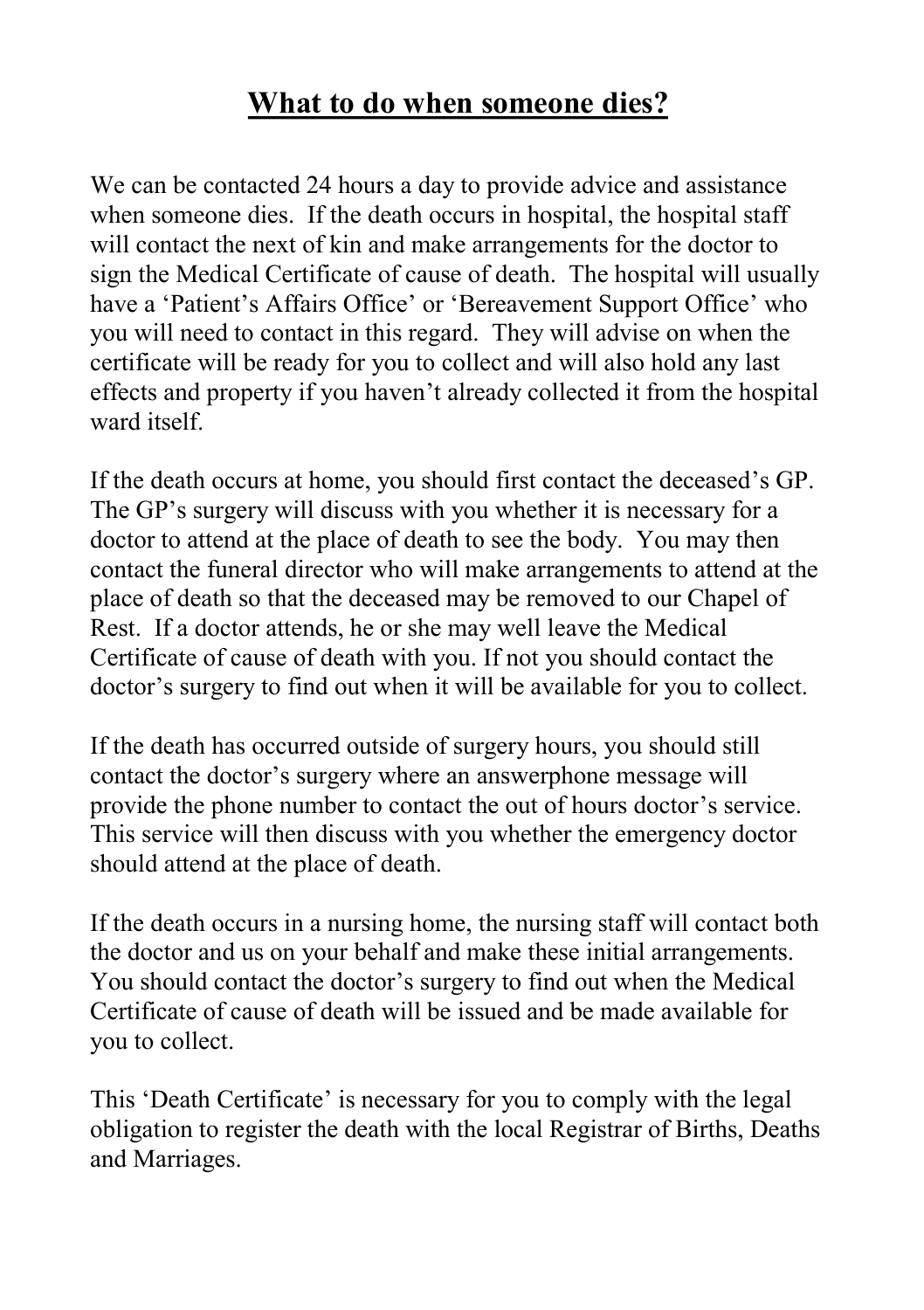# What to do when someone dies?

We can be contacted 24 hours a day to provide advice and assistance when someone dies. If the death occurs in hospital, the hospital staff will contact the next of kin and make arrangements for the doctor to sign the Medical Certificate of cause of death. The hospital will usually have a 'Patient's Affairs Office' or 'Bereavement Support Office' who you will need to contact in this regard. They will advise on when the certificate will be ready for you to collect and will also hold any last effects and property if you haven't already collected it from the hospital ward itself.

If the death occurs at home, you should first contact the deceased's GP. The GP's surgery will discuss with you whether it is necessary for a doctor to attend at the place of death to see the body. You may then contact the funeral director who will make arrangements to attend at the place of death so that the deceased may be removed to our Chapel of Rest. If a doctor attends, he or she may well leave the Medical Certificate of cause of death with you. If not you should contact the doctor's surgery to find out when it will be available for you to collect.

If the death has occurred outside of surgery hours, you should still contact the doctor's surgery where an answerphone message will provide the phone number to contact the out of hours doctor's service. This service will then discuss with you whether the emergency doctor should attend at the place of death.

If the death occurs in a nursing home, the nursing staff will contact both the doctor and us on your behalf and make these initial arrangements. You should contact the doctor's surgery to find out when the Medical Certificate of cause of death will be issued and be made available for you to collect.

This 'Death Certificate' is necessary for you to comply with the legal obligation to register the death with the local Registrar of Births, Deaths and Marriages.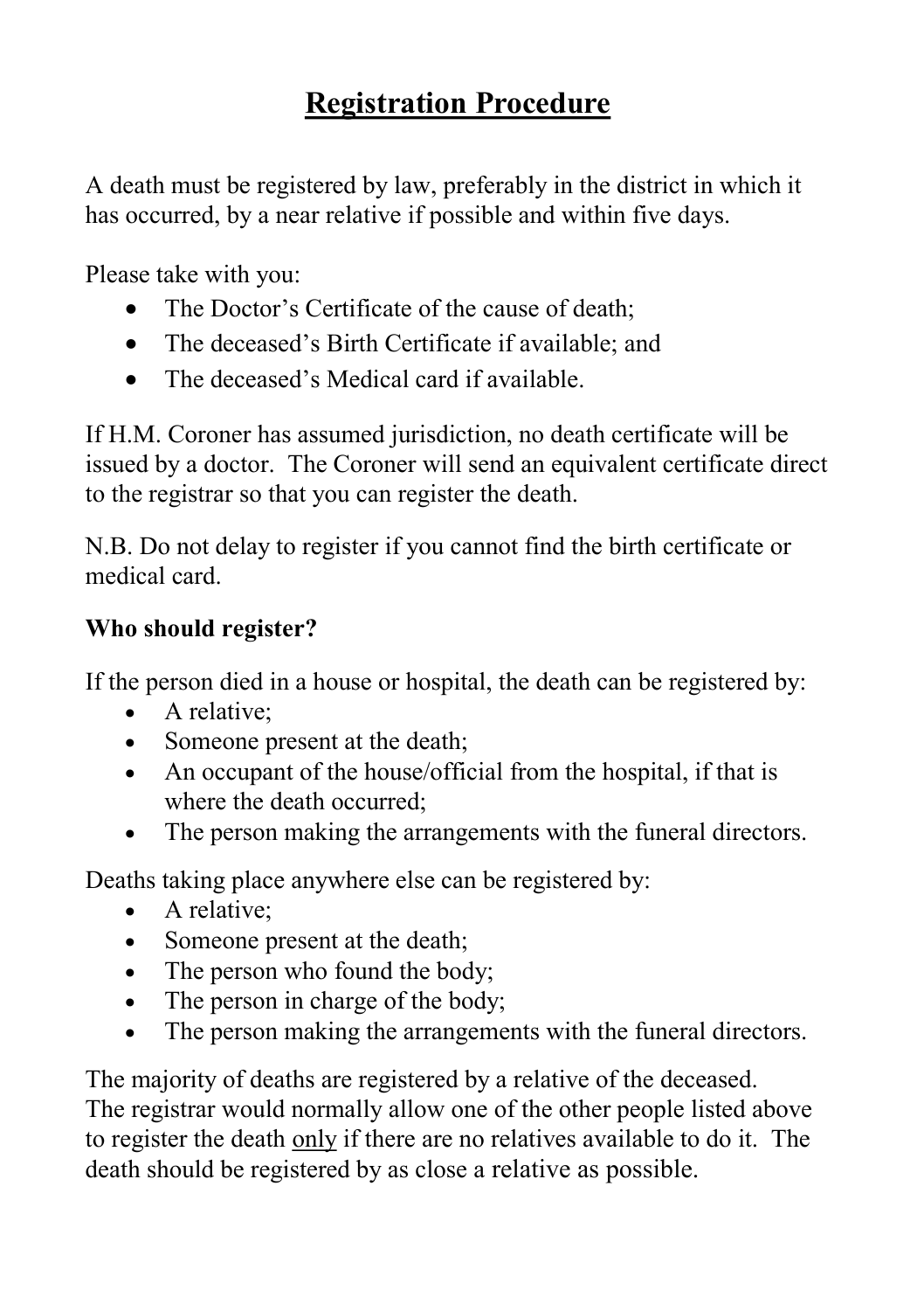# <u>Registration Procedure</u>

A death must be registered by law, preferably in the district in which it has occurred, by a near relative if possible and within five days.

Please take with you:

- The Doctor's Certificate of the cause of death;
- The deceased's Birth Certificate if available; and
- The deceased's Medical card if available.

If H.M. Coroner has assumed jurisdiction, no death certificate will be issued by a doctor. The Coroner will send an equivalent certificate direct to the registrar so that you can register the death.

N.B. Do not delay to register if you cannot find the birth certificate or medical card.

**Who should register?**

If the person died in a house or hospital, the death can be registered by:

- A relative;
- Someone present at the death;
- An occupant of the house/official from the hospital, if that is where the death occurred;
- The person making the arrangements with the funeral directors.

Deaths taking place anywhere else can be registered by:

- A relative;
- Someone present at the death;
- The person who found the body;
- The person in charge of the body;
- The person making the arrangements with the funeral directors.

The majority of deaths are registered by a relative of the deceased. The registrar would normally allow one of the other people listed above to register the death <u>only</u> if there are no relatives available to do it. The death should be registered by as close a relative as possible.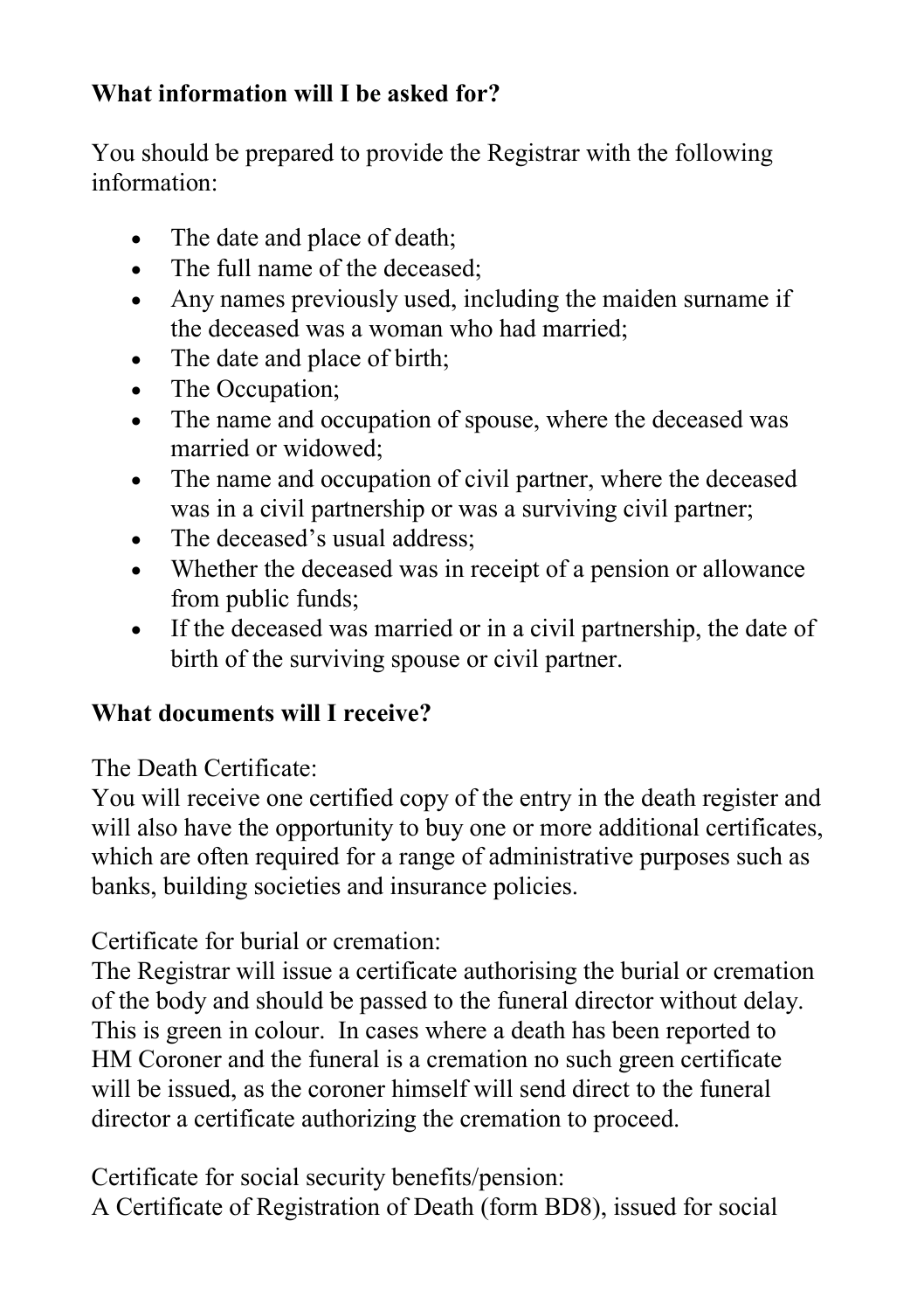**What information will I be asked for?**

You should be prepared to provide the Registrar with the following information:

- The date and place of death;
- The full name of the deceased;
- Any names previously used, including the maiden surname if the deceased was a woman who had married;
- The date and place of birth;
- The Occupation;
- The name and occupation of spouse, where the deceased was married or widowed;
- The name and occupation of civil partner, where the deceased was in a civil partnership or was a surviving civil partner;
- The deceased's usual address;
- Whether the deceased was in receipt of a pension or allowance from public funds;
- If the deceased was married or in a civil partnership, the date of birth of the surviving spouse or civil partner.

**What documents will I receive?**

The Death Certificate:
You will receive one certified copy of the entry in the death register and will also have the opportunity to buy one or more additional certificates, which are often required for a range of administrative purposes such as banks, building societies and insurance policies.

Certificate for burial or cremation:
The Registrar will issue a certificate authorising the burial or cremation of the body and should be passed to the funeral director without delay. This is green in colour. In cases where a death has been reported to HM Coroner and the funeral is a cremation no such green certificate will be issued, as the coroner himself will send direct to the funeral director a certificate authorizing the cremation to proceed.

Certificate for social security benefits/pension:
A Certificate of Registration of Death (form BD8), issued for social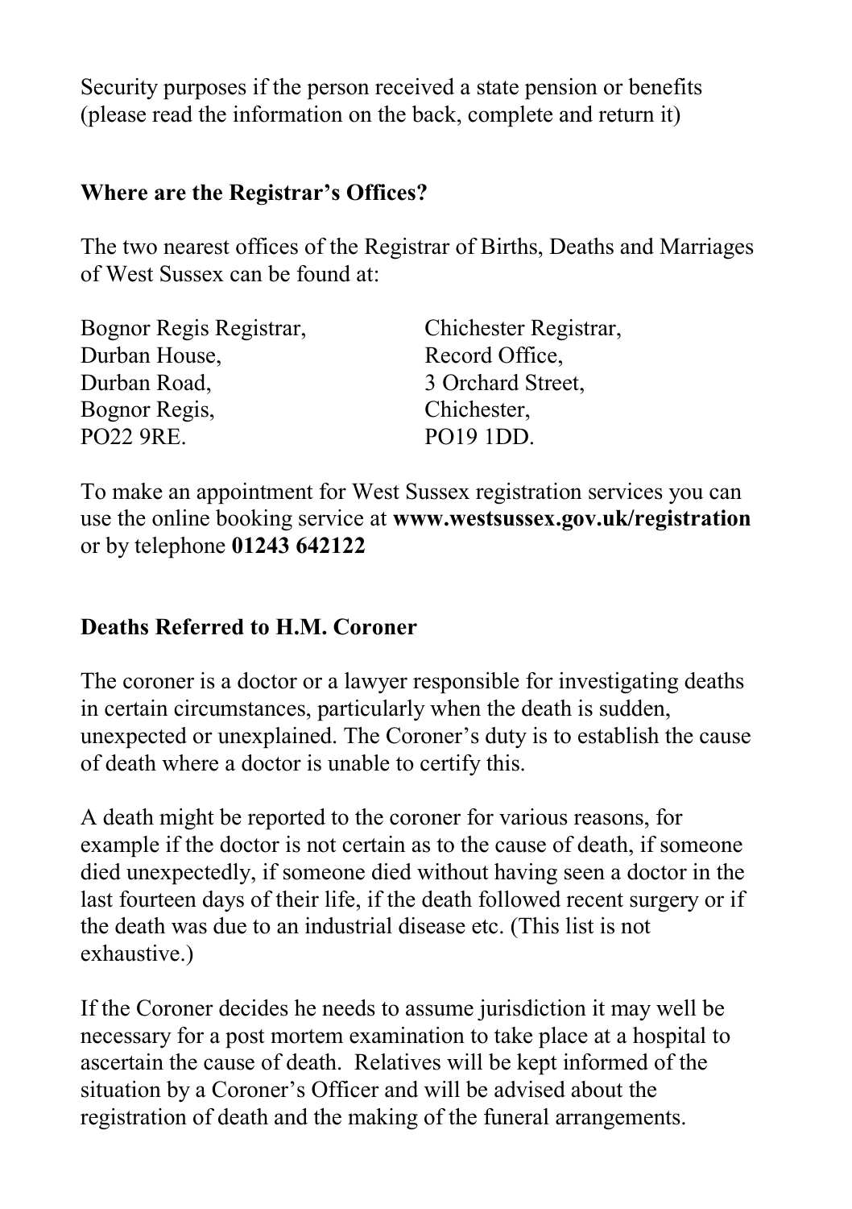Security purposes if the person received a state pension or benefits (please read the information on the back, complete and return it)

## Where are the Registrar's Offices?

The two nearest offices of the Registrar of Births, Deaths and Marriages of West Sussex can be found at:

Bognor Regis Registrar,
Durban House,
Durban Road,
Bognor Regis,
PO22 9RE.

Chichester Registrar,
Record Office,
3 Orchard Street,
Chichester,
PO19 1DD.

To make an appointment for West Sussex registration services you can use the online booking service at **www.westsussex.gov.uk/registration** or by telephone **01243 642122**

## Deaths Referred to H.M. Coroner

The coroner is a doctor or a lawyer responsible for investigating deaths in certain circumstances, particularly when the death is sudden, unexpected or unexplained. The Coroner's duty is to establish the cause of death where a doctor is unable to certify this.

A death might be reported to the coroner for various reasons, for example if the doctor is not certain as to the cause of death, if someone died unexpectedly, if someone died without having seen a doctor in the last fourteen days of their life, if the death followed recent surgery or if the death was due to an industrial disease etc. (This list is not exhaustive.)

If the Coroner decides he needs to assume jurisdiction it may well be necessary for a post mortem examination to take place at a hospital to ascertain the cause of death. Relatives will be kept informed of the situation by a Coroner's Officer and will be advised about the registration of death and the making of the funeral arrangements.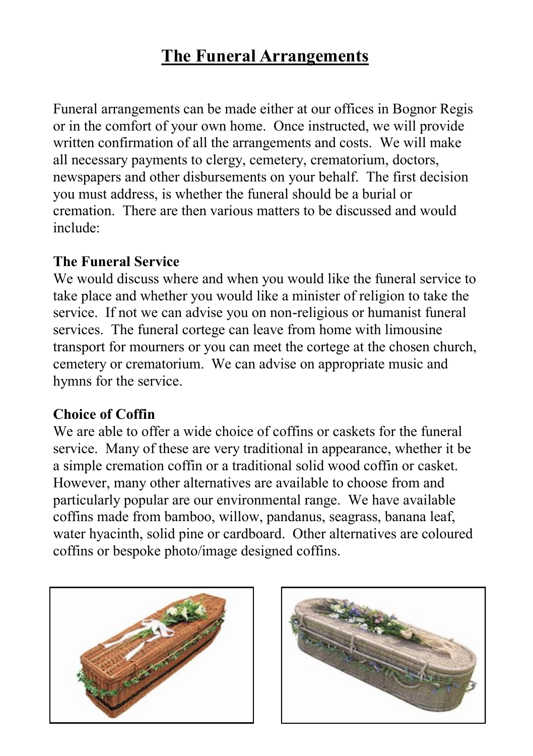# The Funeral Arrangements

Funeral arrangements can be made either at our offices in Bognor Regis or in the comfort of your own home. Once instructed, we will provide written confirmation of all the arrangements and costs. We will make all necessary payments to clergy, cemetery, crematorium, doctors, newspapers and other disbursements on your behalf. The first decision you must address, is whether the funeral should be a burial or cremation. There are then various matters to be discussed and would include:

**The Funeral Service**

We would discuss where and when you would like the funeral service to take place and whether you would like a minister of religion to take the service. If not we can advise you on non-religious or humanist funeral services. The funeral cortege can leave from home with limousine transport for mourners or you can meet the cortege at the chosen church, cemetery or crematorium. We can advise on appropriate music and hymns for the service.

**Choice of Coffin**

We are able to offer a wide choice of coffins or caskets for the funeral service. Many of these are very traditional in appearance, whether it be a simple cremation coffin or a traditional solid wood coffin or casket. However, many other alternatives are available to choose from and particularly popular are our environmental range. We have available coffins made from bamboo, willow, pandanus, seagrass, banana leaf, water hyacinth, solid pine or cardboard. Other alternatives are coloured coffins or bespoke photo/image designed coffins.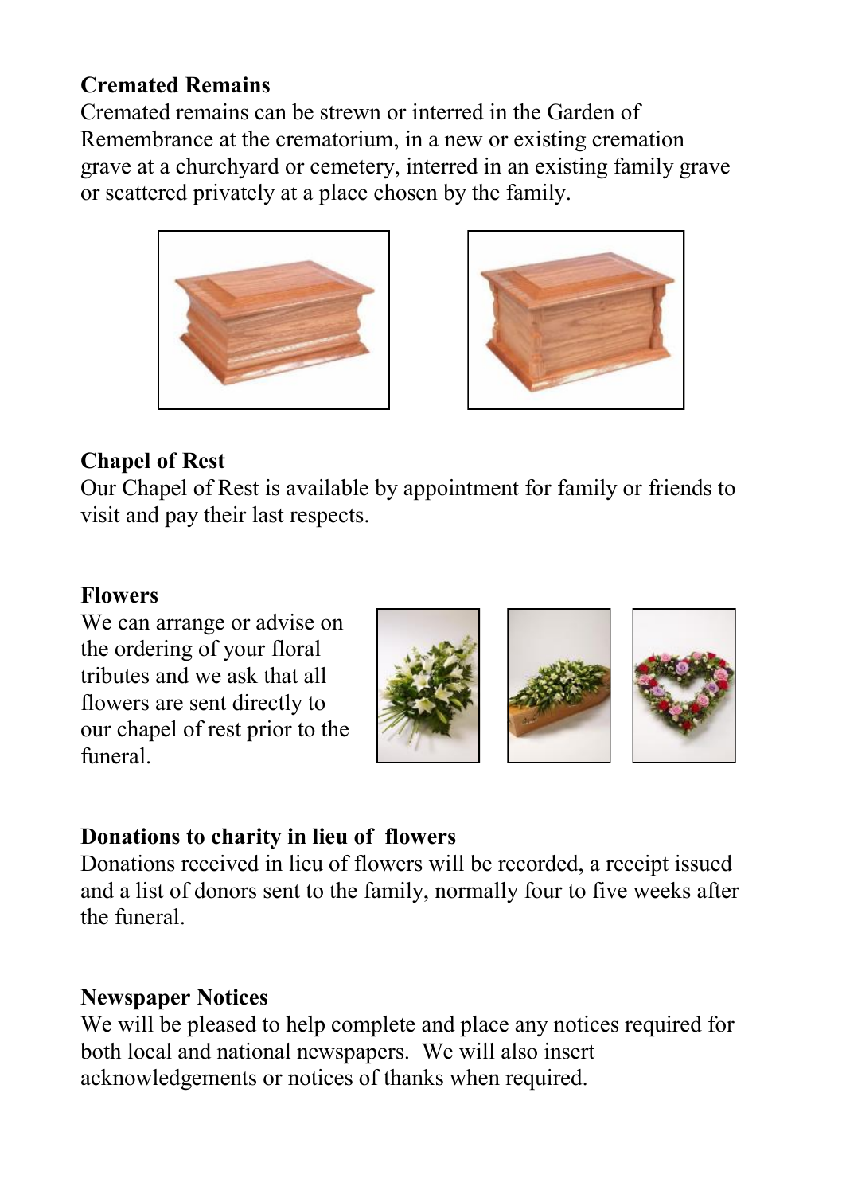## Cremated Remains

Cremated remains can be strewn or interred in the Garden of Remembrance at the crematorium, in a new or existing cremation grave at a churchyard or cemetery, interred in an existing family grave or scattered privately at a place chosen by the family.

## Chapel of Rest

Our Chapel of Rest is available by appointment for family or friends to visit and pay their last respects.

## Flowers

We can arrange or advise on the ordering of your floral tributes and we ask that all flowers are sent directly to our chapel of rest prior to the funeral.

## Donations to charity in lieu of flowers

Donations received in lieu of flowers will be recorded, a receipt issued and a list of donors sent to the family, normally four to five weeks after the funeral.

## Newspaper Notices

We will be pleased to help complete and place any notices required for both local and national newspapers. We will also insert acknowledgements or notices of thanks when required.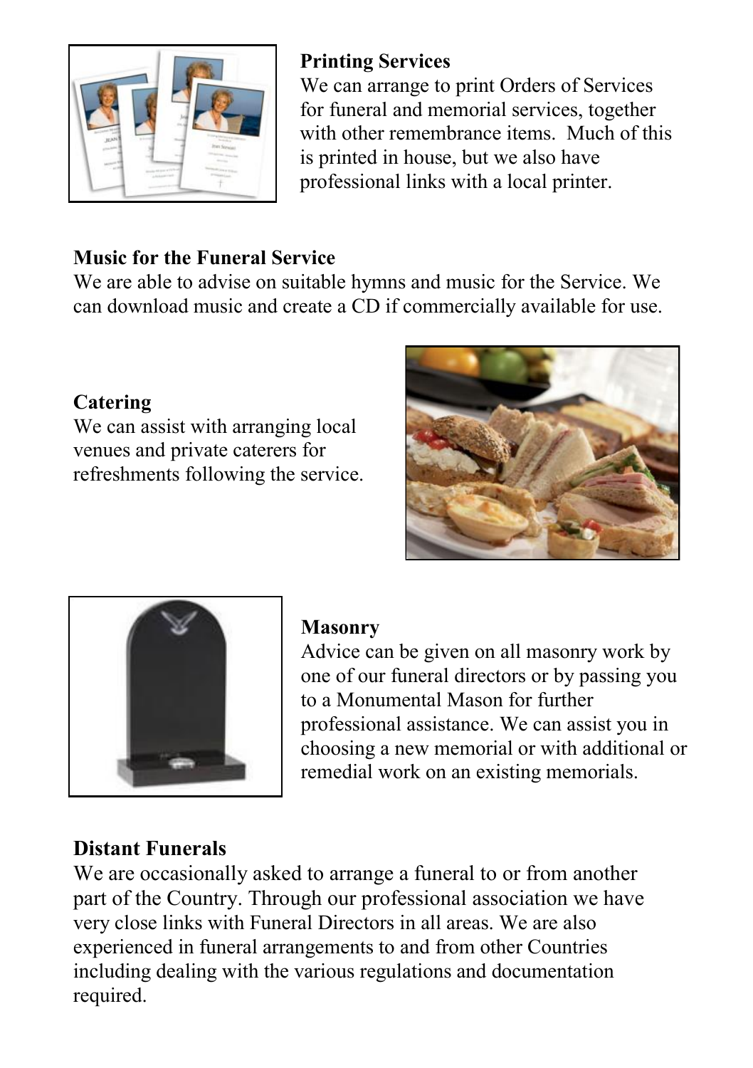**Printing Services**
We can arrange to print Orders of Services for funeral and memorial services, together with other remembrance items. Much of this is printed in house, but we also have professional links with a local printer.

**Music for the Funeral Service**
We are able to advise on suitable hymns and music for the Service. We can download music and create a CD if commercially available for use.

**Catering**
We can assist with arranging local venues and private caterers for refreshments following the service.

**Masonry**
Advice can be given on all masonry work by one of our funeral directors or by passing you to a Monumental Mason for further professional assistance. We can assist you in choosing a new memorial or with additional or remedial work on an existing memorials.

**Distant Funerals**
We are occasionally asked to arrange a funeral to or from another part of the Country. Through our professional association we have very close links with Funeral Directors in all areas. We are also experienced in funeral arrangements to and from other Countries including dealing with the various regulations and documentation required.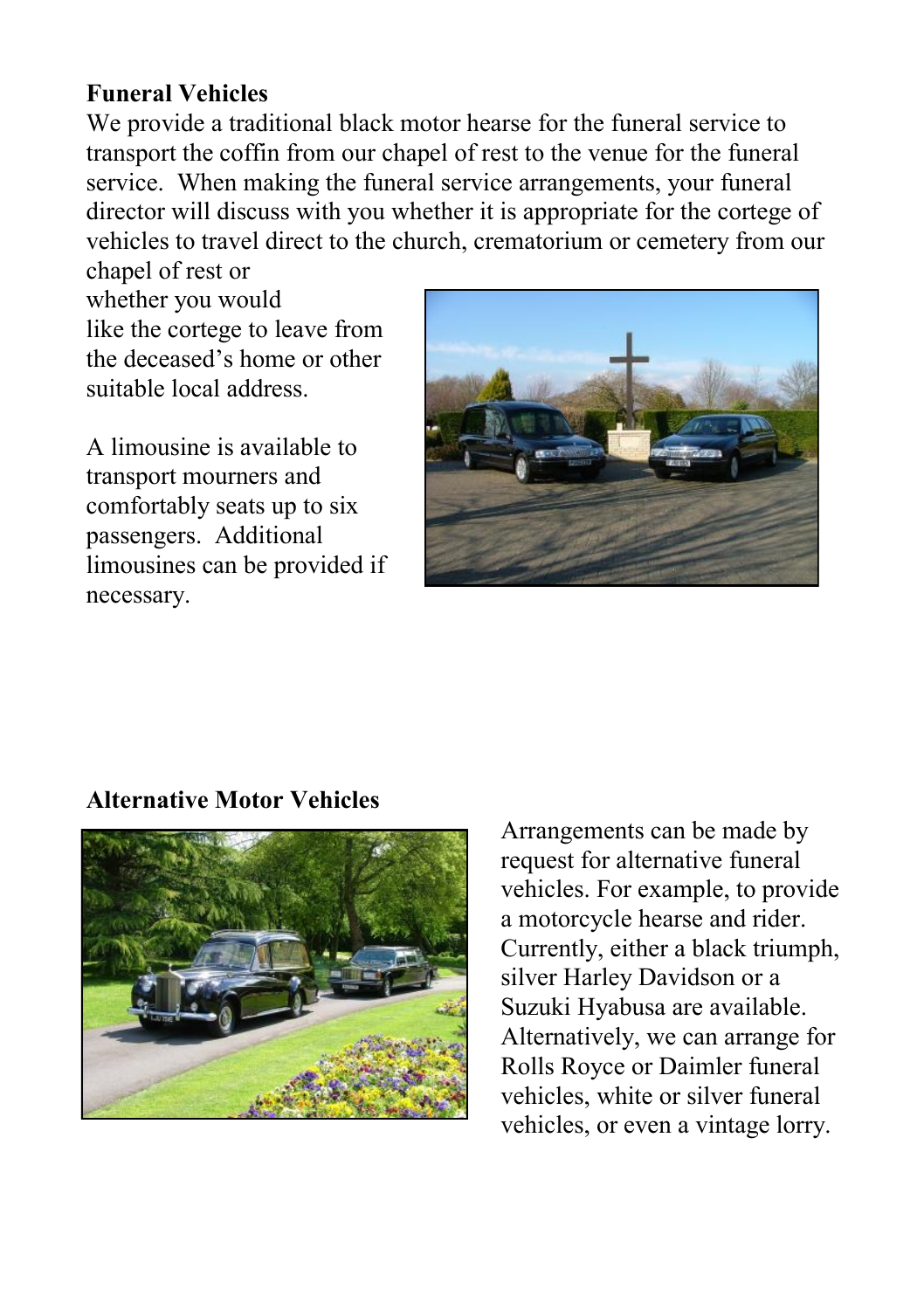**Funeral Vehicles**

We provide a traditional black motor hearse for the funeral service to transport the coffin from our chapel of rest to the venue for the funeral service. When making the funeral service arrangements, your funeral director will discuss with you whether it is appropriate for the cortege of vehicles to travel direct to the church, crematorium or cemetery from our chapel of rest or whether you would like the cortege to leave from the deceased's home or other suitable local address.

A limousine is available to transport mourners and comfortably seats up to six passengers. Additional limousines can be provided if necessary.

**Alternative Motor Vehicles**

Arrangements can be made by request for alternative funeral vehicles. For example, to provide a motorcycle hearse and rider. Currently, either a black triumph, silver Harley Davidson or a Suzuki Hyabusa are available. Alternatively, we can arrange for Rolls Royce or Daimler funeral vehicles, white or silver funeral vehicles, or even a vintage lorry.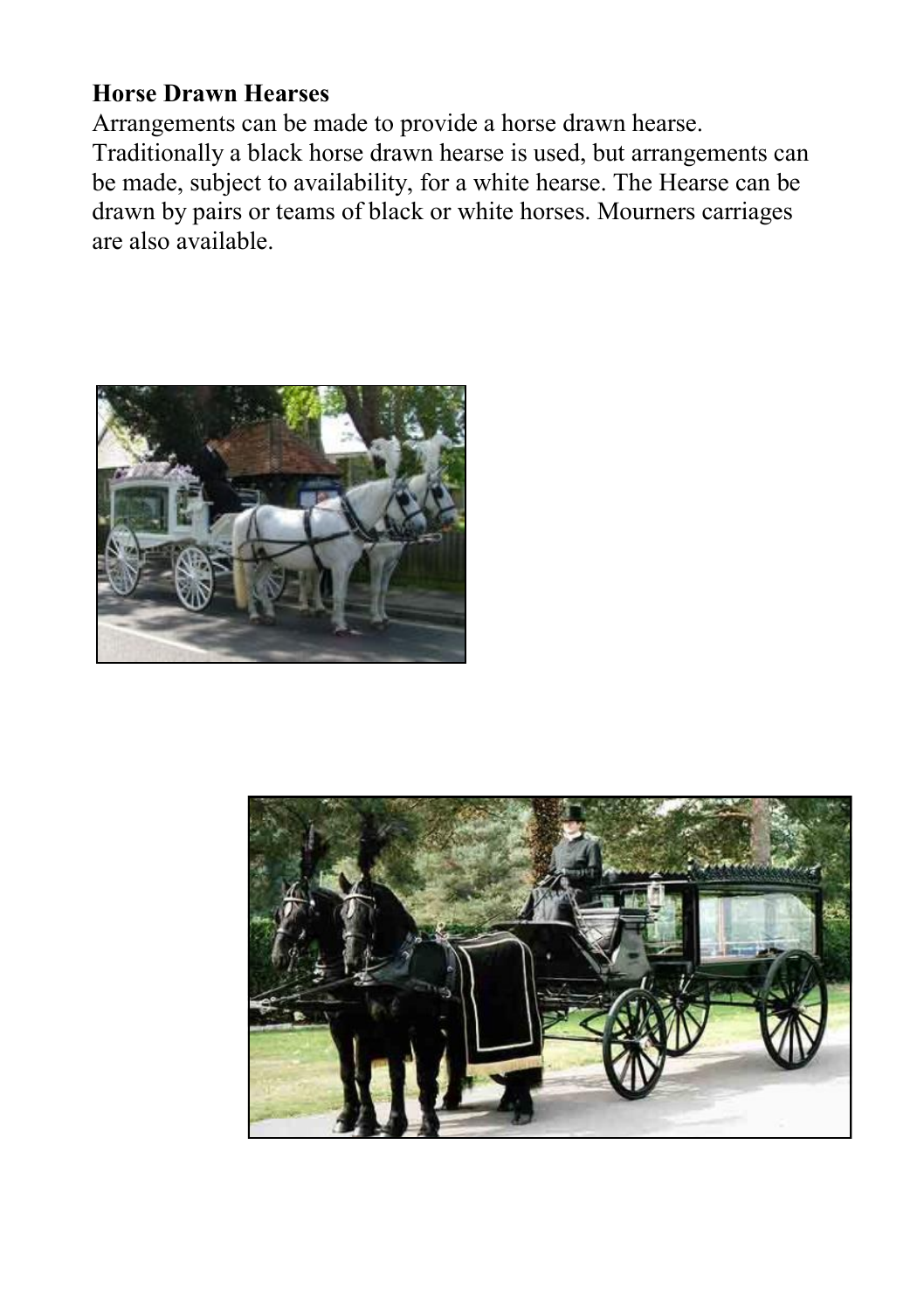**Horse Drawn Hearses**

Arrangements can be made to provide a horse drawn hearse. Traditionally a black horse drawn hearse is used, but arrangements can be made, subject to availability, for a white hearse. The Hearse can be drawn by pairs or teams of black or white horses. Mourners carriages are also available.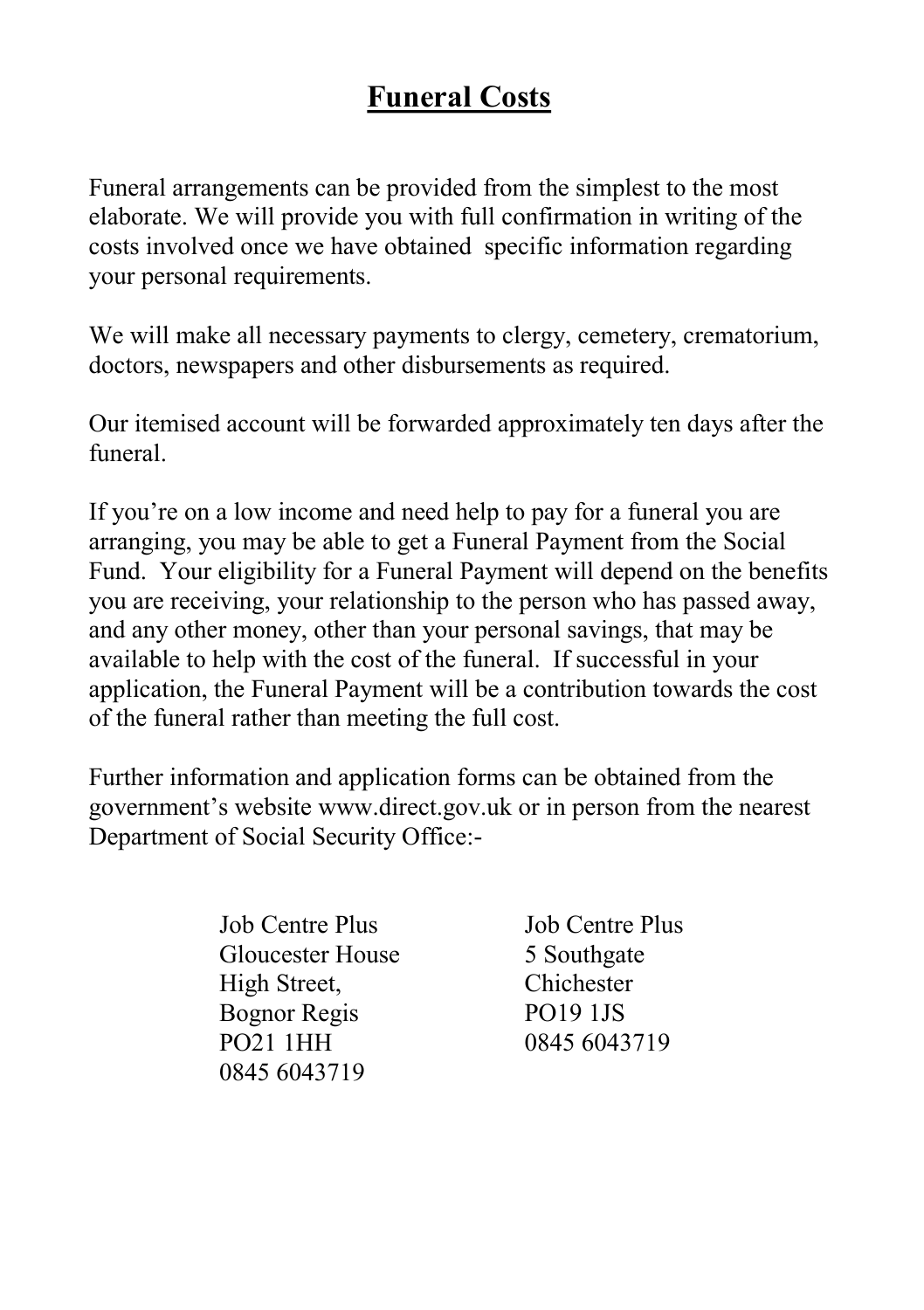# Funeral Costs

Funeral arrangements can be provided from the simplest to the most elaborate. We will provide you with full confirmation in writing of the costs involved once we have obtained specific information regarding your personal requirements.

We will make all necessary payments to clergy, cemetery, crematorium, doctors, newspapers and other disbursements as required.

Our itemised account will be forwarded approximately ten days after the funeral.

If you're on a low income and need help to pay for a funeral you are arranging, you may be able to get a Funeral Payment from the Social Fund. Your eligibility for a Funeral Payment will depend on the benefits you are receiving, your relationship to the person who has passed away, and any other money, other than your personal savings, that may be available to help with the cost of the funeral. If successful in your application, the Funeral Payment will be a contribution towards the cost of the funeral rather than meeting the full cost.

Further information and application forms can be obtained from the government's website www.direct.gov.uk or in person from the nearest Department of Social Security Office:-

Job Centre Plus
Gloucester House
High Street,
Bognor Regis
PO21 1HH
0845 6043719

Job Centre Plus
5 Southgate
Chichester
PO19 1JS
0845 6043719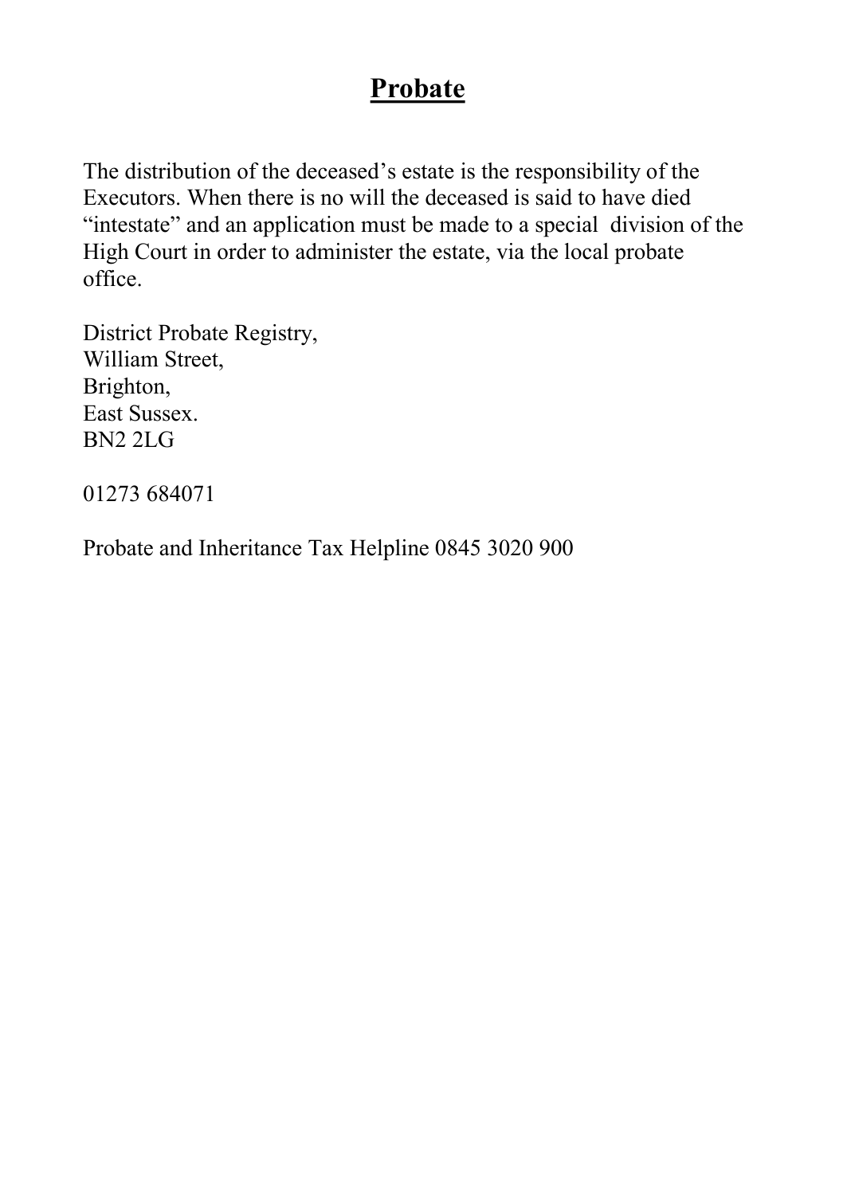# Probate

The distribution of the deceased's estate is the responsibility of the Executors. When there is no will the deceased is said to have died "intestate" and an application must be made to a special division of the High Court in order to administer the estate, via the local probate office.

District Probate Registry,
William Street,
Brighton,
East Sussex.
BN2 2LG

01273 684071

Probate and Inheritance Tax Helpline 0845 3020 900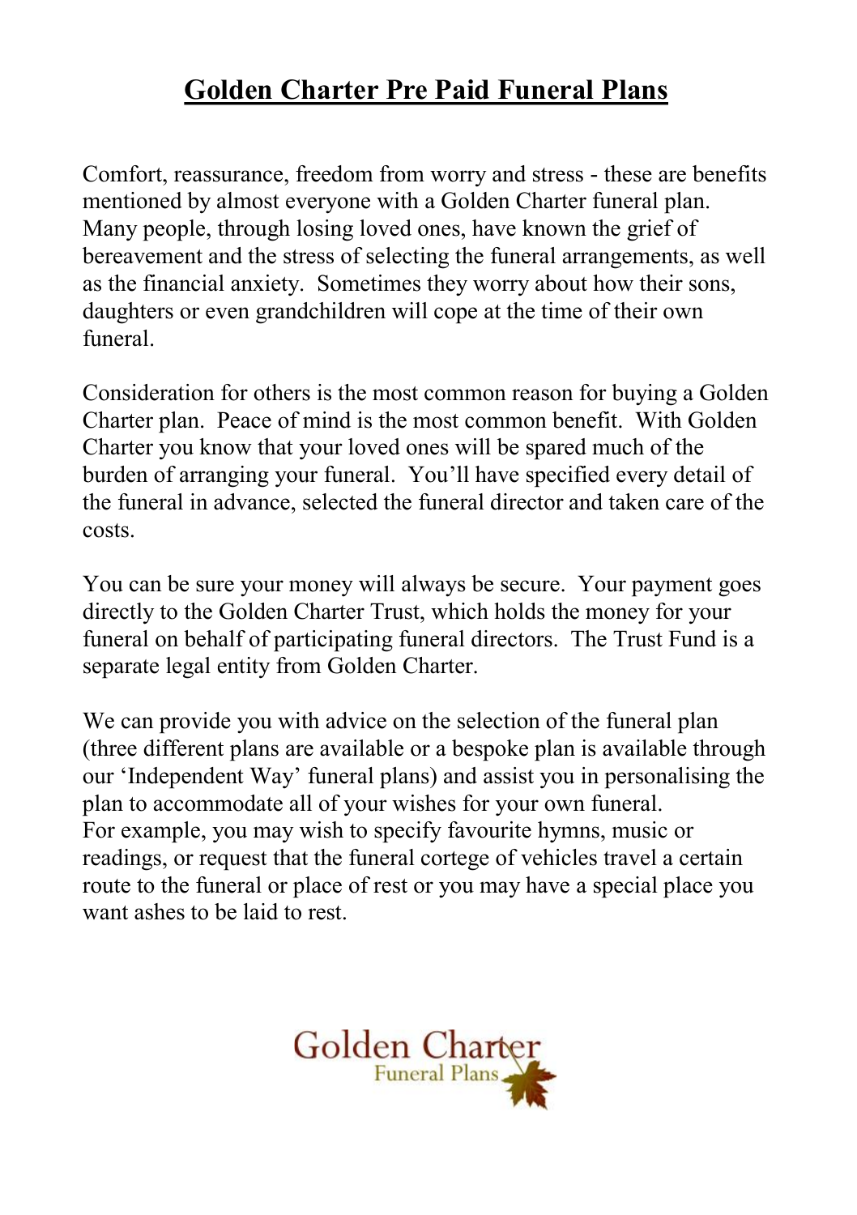# Golden Charter Pre Paid Funeral Plans

Comfort, reassurance, freedom from worry and stress - these are benefits mentioned by almost everyone with a Golden Charter funeral plan. Many people, through losing loved ones, have known the grief of bereavement and the stress of selecting the funeral arrangements, as well as the financial anxiety. Sometimes they worry about how their sons, daughters or even grandchildren will cope at the time of their own funeral.

Consideration for others is the most common reason for buying a Golden Charter plan. Peace of mind is the most common benefit. With Golden Charter you know that your loved ones will be spared much of the burden of arranging your funeral. You'll have specified every detail of the funeral in advance, selected the funeral director and taken care of the costs.

You can be sure your money will always be secure. Your payment goes directly to the Golden Charter Trust, which holds the money for your funeral on behalf of participating funeral directors. The Trust Fund is a separate legal entity from Golden Charter.

We can provide you with advice on the selection of the funeral plan (three different plans are available or a bespoke plan is available through our 'Independent Way' funeral plans) and assist you in personalising the plan to accommodate all of your wishes for your own funeral.
For example, you may wish to specify favourite hymns, music or readings, or request that the funeral cortege of vehicles travel a certain route to the funeral or place of rest or you may have a special place you want ashes to be laid to rest.

Golden Charter
Funeral Plans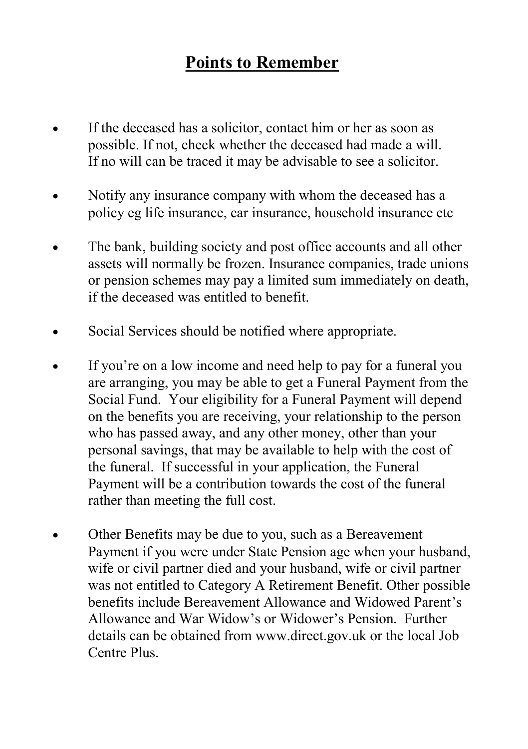# Points to Remember

- If the deceased has a solicitor, contact him or her as soon as possible. If not, check whether the deceased had made a will. If no will can be traced it may be advisable to see a solicitor.

- Notify any insurance company with whom the deceased has a policy eg life insurance, car insurance, household insurance etc

- The bank, building society and post office accounts and all other assets will normally be frozen. Insurance companies, trade unions or pension schemes may pay a limited sum immediately on death, if the deceased was entitled to benefit.

- Social Services should be notified where appropriate.

- If you're on a low income and need help to pay for a funeral you are arranging, you may be able to get a Funeral Payment from the Social Fund. Your eligibility for a Funeral Payment will depend on the benefits you are receiving, your relationship to the person who has passed away, and any other money, other than your personal savings, that may be available to help with the cost of the funeral. If successful in your application, the Funeral Payment will be a contribution towards the cost of the funeral rather than meeting the full cost.

- Other Benefits may be due to you, such as a Bereavement Payment if you were under State Pension age when your husband, wife or civil partner died and your husband, wife or civil partner was not entitled to Category A Retirement Benefit. Other possible benefits include Bereavement Allowance and Widowed Parent's Allowance and War Widow's or Widower's Pension. Further details can be obtained from www.direct.gov.uk or the local Job Centre Plus.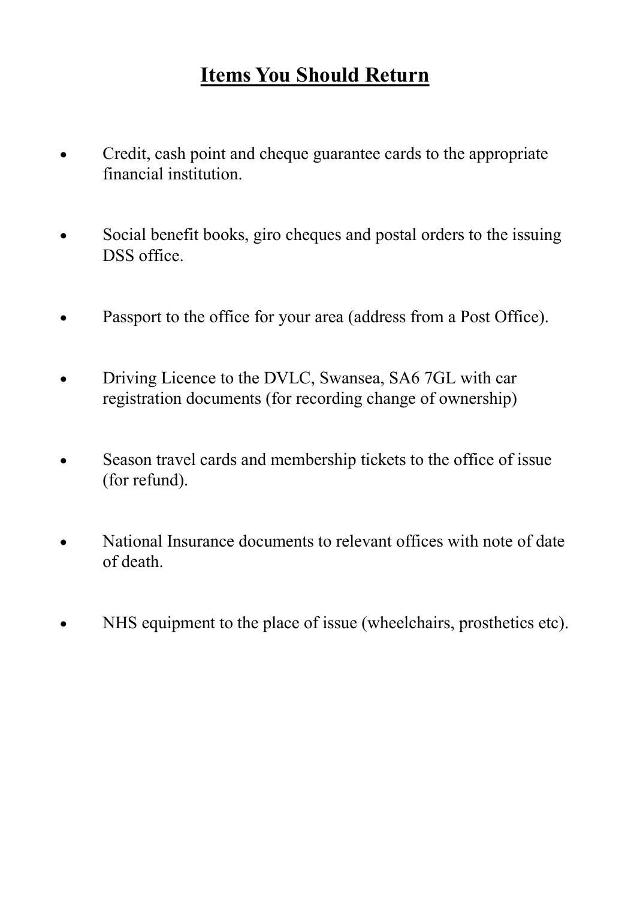# Items You Should Return

- Credit, cash point and cheque guarantee cards to the appropriate financial institution.

- Social benefit books, giro cheques and postal orders to the issuing DSS office.

- Passport to the office for your area (address from a Post Office).

- Driving Licence to the DVLC, Swansea, SA6 7GL with car registration documents (for recording change of ownership)

- Season travel cards and membership tickets to the office of issue (for refund).

- National Insurance documents to relevant offices with note of date of death.

- NHS equipment to the place of issue (wheelchairs, prosthetics etc).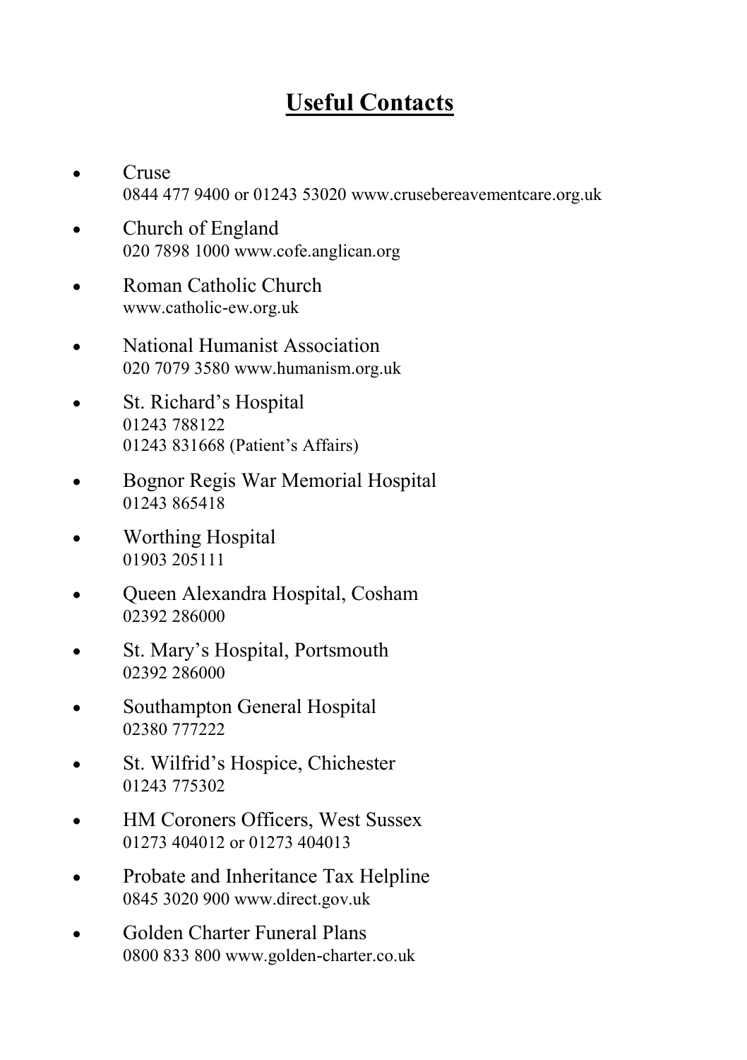# Useful Contacts

- Cruse
  0844 477 9400 or 01243 53020 www.crusebereavementcare.org.uk
- Church of England
  020 7898 1000 www.cofe.anglican.org
- Roman Catholic Church
  www.catholic-ew.org.uk
- National Humanist Association
  020 7079 3580 www.humanism.org.uk
- St. Richard's Hospital
  01243 788122
  01243 831668 (Patient's Affairs)
- Bognor Regis War Memorial Hospital
  01243 865418
- Worthing Hospital
  01903 205111
- Queen Alexandra Hospital, Cosham
  02392 286000
- St. Mary's Hospital, Portsmouth
  02392 286000
- Southampton General Hospital
  02380 777222
- St. Wilfrid's Hospice, Chichester
  01243 775302
- HM Coroners Officers, West Sussex
  01273 404012 or 01273 404013
- Probate and Inheritance Tax Helpline
  0845 3020 900 www.direct.gov.uk
- Golden Charter Funeral Plans
  0800 833 800 www.golden-charter.co.uk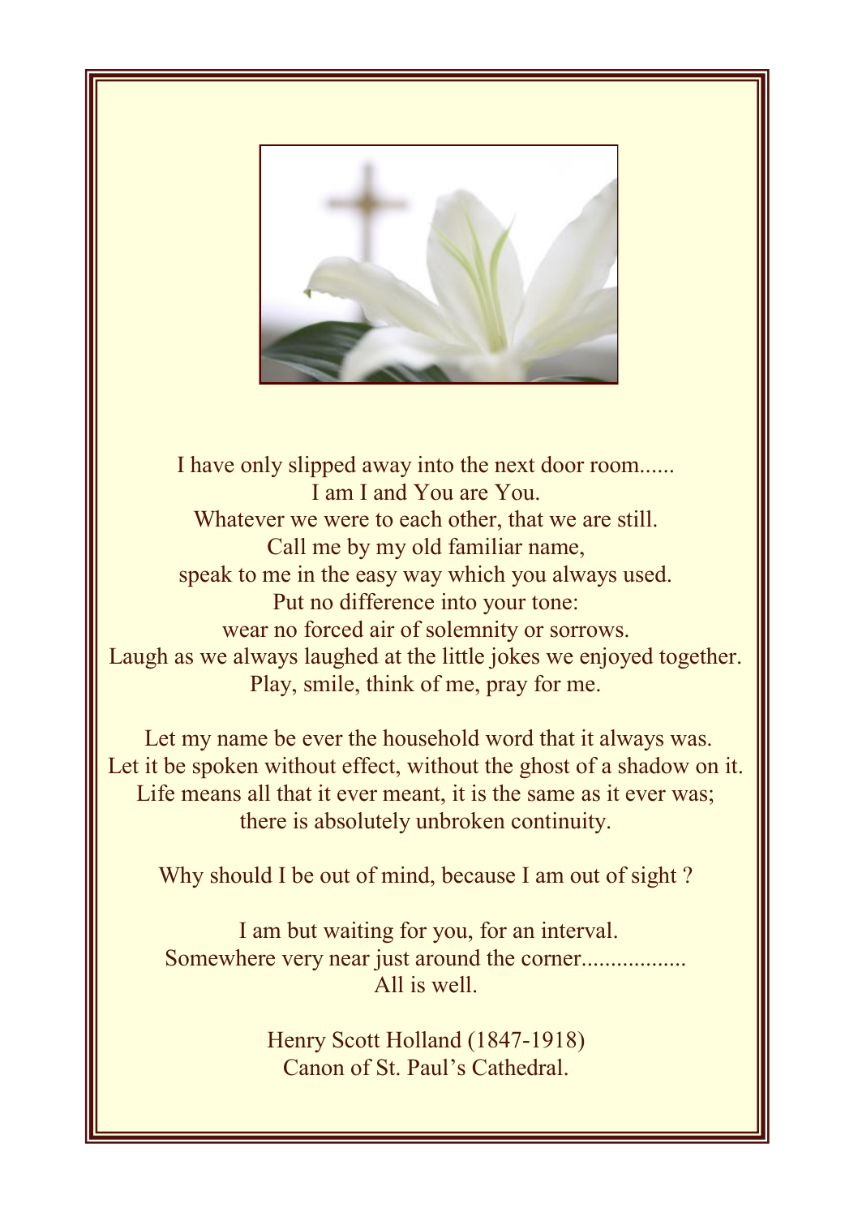I have only slipped away into the next door room......  
I am I and You are You.  
Whatever we were to each other, that we are still.  
Call me by my old familiar name,  
speak to me in the easy way which you always used.  
Put no difference into your tone:  
wear no forced air of solemnity or sorrows.  
Laugh as we always laughed at the little jokes we enjoyed together.  
Play, smile, think of me, pray for me.

Let my name be ever the household word that it always was.  
Let it be spoken without effect, without the ghost of a shadow on it.  
Life means all that it ever meant, it is the same as it ever was;  
there is absolutely unbroken continuity.

Why should I be out of mind, because I am out of sight ?

I am but waiting for you, for an interval.  
Somewhere very near just around the corner..................  
All is well.

Henry Scott Holland (1847-1918)  
Canon of St. Paul's Cathedral.